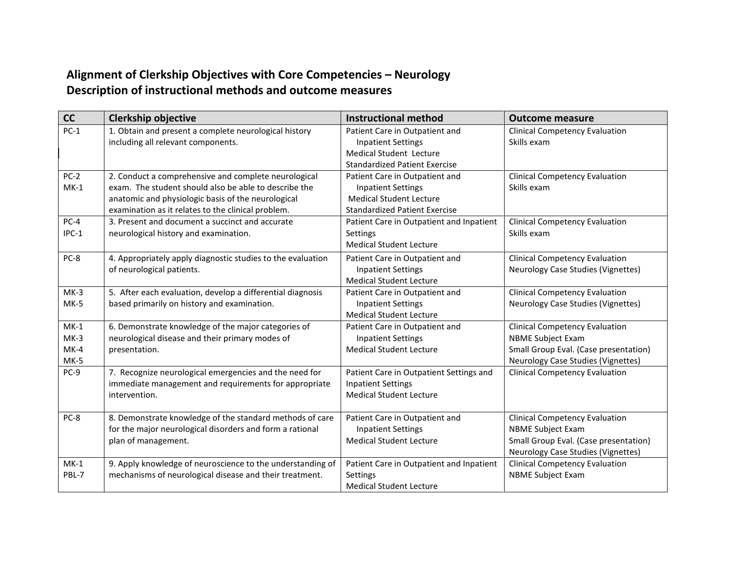## Alignment of Clerkship Objectives with Core Competencies – Neurology
## Description of instructional methods and outcome measures

| CC | Clerkship objective | Instructional method | Outcome measure |
|---|---|---|---|
| PC-1 | 1. Obtain and present a complete neurological history including all relevant components. | Patient Care in Outpatient and Inpatient Settings<br>Medical Student Lecture<br>Standardized Patient Exercise | Clinical Competency Evaluation<br>Skills exam |
| PC-2<br>MK-1 | 2. Conduct a comprehensive and complete neurological exam. The student should also be able to describe the anatomic and physiologic basis of the neurological examination as it relates to the clinical problem. | Patient Care in Outpatient and Inpatient Settings<br>Medical Student Lecture<br>Standardized Patient Exercise | Clinical Competency Evaluation<br>Skills exam |
| PC-4<br>IPC-1 | 3. Present and document a succinct and accurate neurological history and examination. | Patient Care in Outpatient and Inpatient Settings<br>Medical Student Lecture | Clinical Competency Evaluation<br>Skills exam |
| PC-8 | 4. Appropriately apply diagnostic studies to the evaluation of neurological patients. | Patient Care in Outpatient and Inpatient Settings<br>Medical Student Lecture | Clinical Competency Evaluation<br>Neurology Case Studies (Vignettes) |
| MK-3<br>MK-5 | 5. After each evaluation, develop a differential diagnosis based primarily on history and examination. | Patient Care in Outpatient and Inpatient Settings<br>Medical Student Lecture | Clinical Competency Evaluation<br>Neurology Case Studies (Vignettes) |
| MK-1<br>MK-3<br>MK-4<br>MK-5 | 6. Demonstrate knowledge of the major categories of neurological disease and their primary modes of presentation. | Patient Care in Outpatient and Inpatient Settings<br>Medical Student Lecture | Clinical Competency Evaluation<br>NBME Subject Exam<br>Small Group Eval. (Case presentation)<br>Neurology Case Studies (Vignettes) |
| PC-9 | 7. Recognize neurological emergencies and the need for immediate management and requirements for appropriate intervention. | Patient Care in Outpatient Settings and Inpatient Settings<br>Medical Student Lecture | Clinical Competency Evaluation |
| PC-8 | 8. Demonstrate knowledge of the standard methods of care for the major neurological disorders and form a rational plan of management. | Patient Care in Outpatient and Inpatient Settings<br>Medical Student Lecture | Clinical Competency Evaluation<br>NBME Subject Exam<br>Small Group Eval. (Case presentation)<br>Neurology Case Studies (Vignettes) |
| MK-1<br>PBL-7 | 9. Apply knowledge of neuroscience to the understanding of mechanisms of neurological disease and their treatment. | Patient Care in Outpatient and Inpatient Settings<br>Medical Student Lecture | Clinical Competency Evaluation<br>NBME Subject Exam |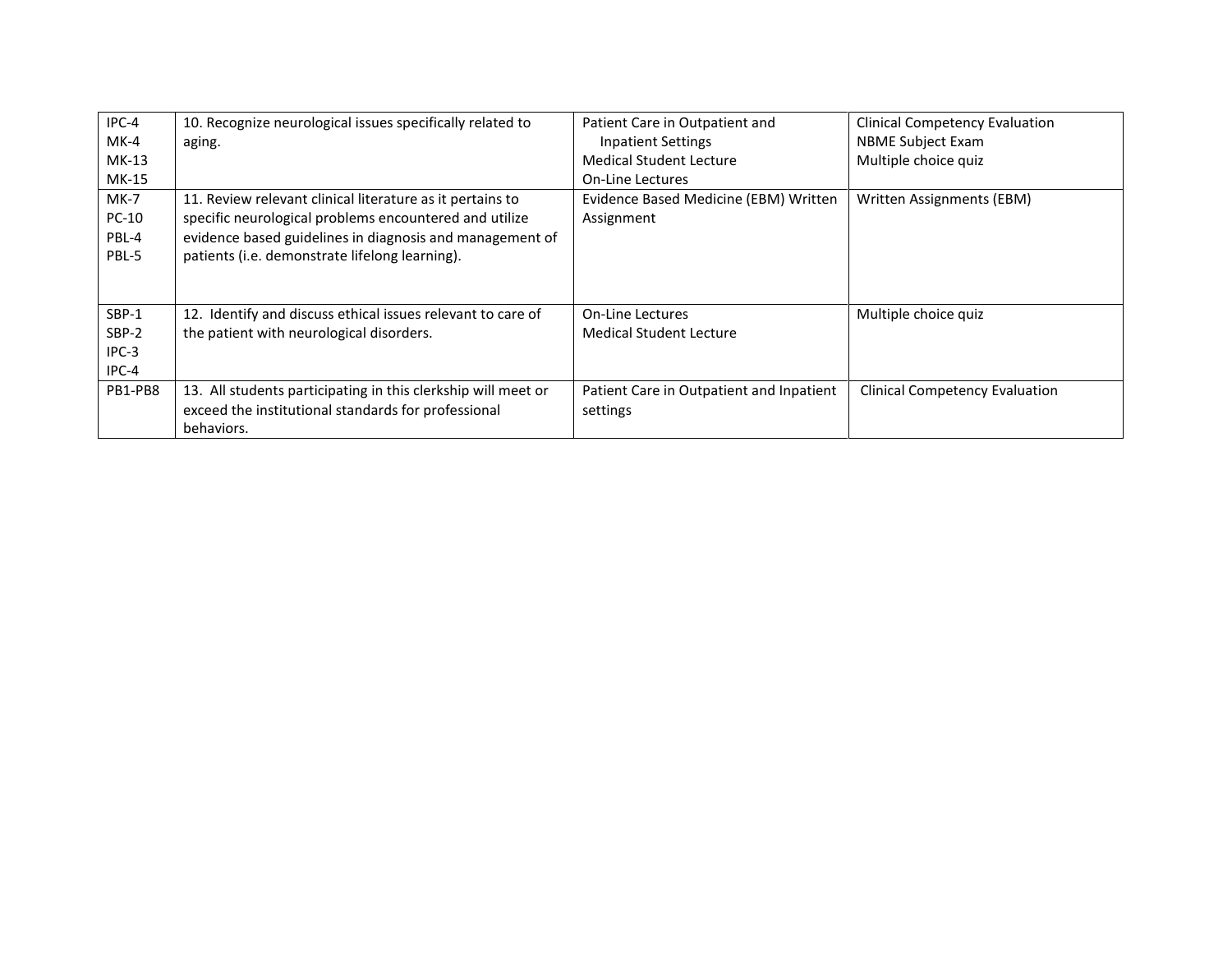| | | | |
|---|---|---|---|
| IPC-4<br>MK-4<br>MK-13<br>MK-15 | 10. Recognize neurological issues specifically related to aging. | Patient Care in Outpatient and Inpatient Settings<br>Medical Student Lecture<br>On-Line Lectures | Clinical Competency Evaluation<br>NBME Subject Exam<br>Multiple choice quiz |
| MK-7<br>PC-10<br>PBL-4<br>PBL-5 | 11. Review relevant clinical literature as it pertains to specific neurological problems encountered and utilize evidence based guidelines in diagnosis and management of patients (i.e. demonstrate lifelong learning). | Evidence Based Medicine (EBM) Written Assignment | Written Assignments (EBM) |
| SBP-1<br>SBP-2<br>IPC-3<br>IPC-4 | 12. Identify and discuss ethical issues relevant to care of the patient with neurological disorders. | On-Line Lectures<br>Medical Student Lecture | Multiple choice quiz |
| PB1-PB8 | 13. All students participating in this clerkship will meet or exceed the institutional standards for professional behaviors. | Patient Care in Outpatient and Inpatient settings | Clinical Competency Evaluation |